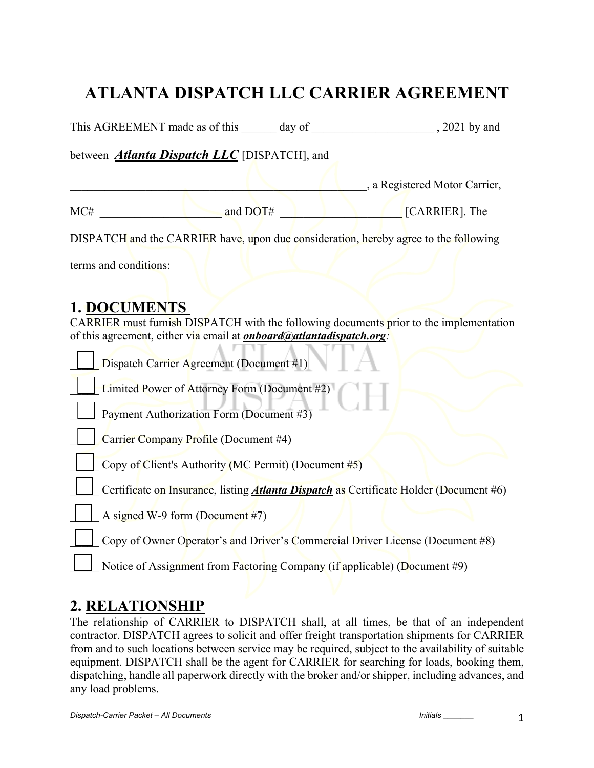# ATLANTA DISPATCH LLC CARRIER AGREEMENT

This AGREEMENT made as of this ______ day of ____________________ , 2021 by and between ***Atlanta Dispatch LLC*** [DISPATCH], and

__________________________________________________, a Registered Motor Carrier,

MC# ____________________ and DOT# ____________________ [CARRIER]. The DISPATCH and the CARRIER have, upon due consideration, hereby agree to the following terms and conditions:

## 1. DOCUMENTS

CARRIER must furnish DISPATCH with the following documents prior to the implementation of this agreement, either via email at ***onboard@atlantadispatch.org***:

- ☐ Dispatch Carrier Agreement (Document #1)
- ☐ Limited Power of Attorney Form (Document #2)
- ☐ Payment Authorization Form (Document #3)
- ☐ Carrier Company Profile (Document #4)
- ☐ Copy of Client's Authority (MC Permit) (Document #5)
- ☐ Certificate on Insurance, listing ***Atlanta Dispatch*** as Certificate Holder (Document #6)
- ☐ A signed W-9 form (Document #7)
- ☐ Copy of Owner Operator's and Driver's Commercial Driver License (Document #8)
- ☐ Notice of Assignment from Factoring Company (if applicable) (Document #9)

## 2. RELATIONSHIP

The relationship of CARRIER to DISPATCH shall, at all times, be that of an independent contractor. DISPATCH agrees to solicit and offer freight transportation shipments for CARRIER from and to such locations between service may be required, subject to the availability of suitable equipment. DISPATCH shall be the agent for CARRIER for searching for loads, booking them, dispatching, handle all paperwork directly with the broker and/or shipper, including advances, and any load problems.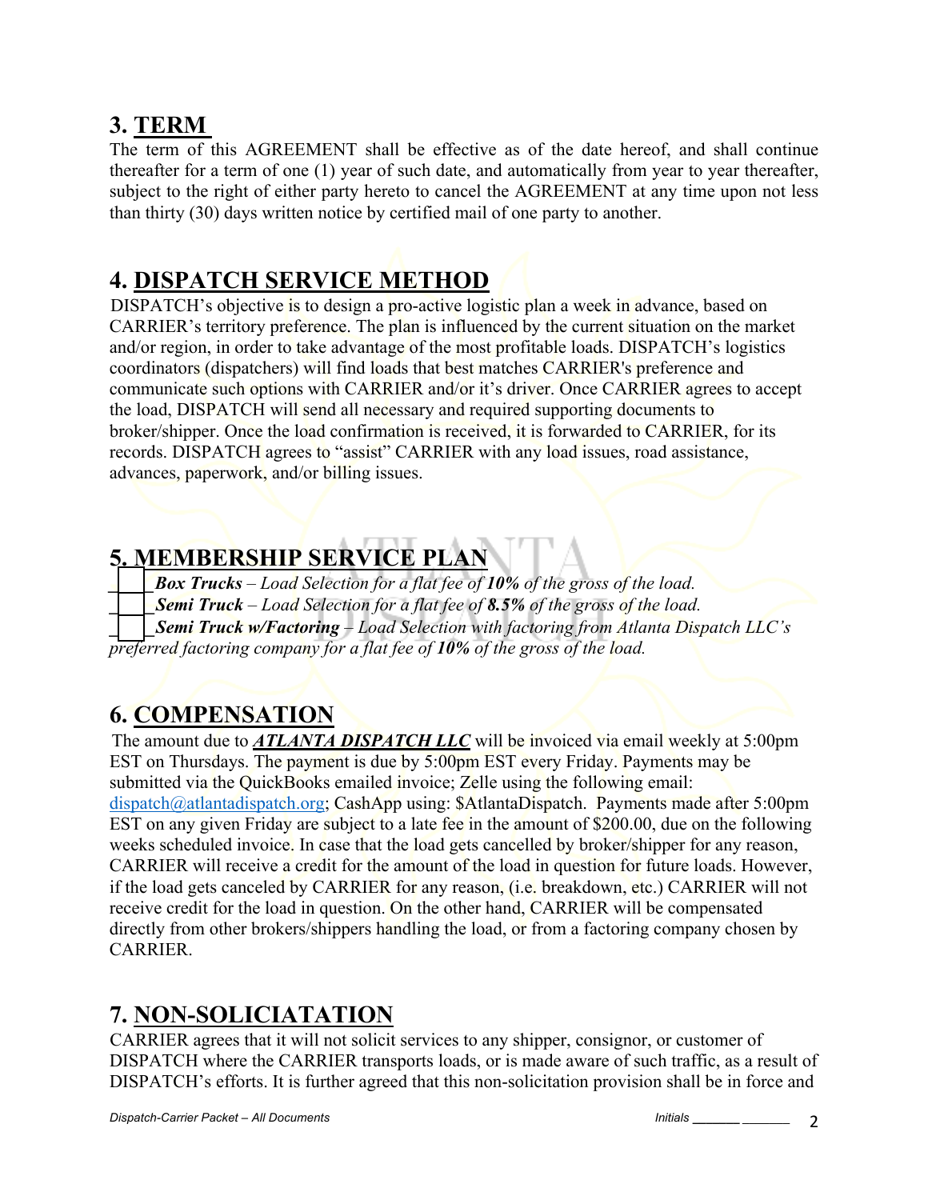## 3. TERM

The term of this AGREEMENT shall be effective as of the date hereof, and shall continue thereafter for a term of one (1) year of such date, and automatically from year to year thereafter, subject to the right of either party hereto to cancel the AGREEMENT at any time upon not less than thirty (30) days written notice by certified mail of one party to another.

## 4. DISPATCH SERVICE METHOD

DISPATCH's objective is to design a pro-active logistic plan a week in advance, based on CARRIER's territory preference. The plan is influenced by the current situation on the market and/or region, in order to take advantage of the most profitable loads. DISPATCH's logistics coordinators (dispatchers) will find loads that best matches CARRIER's preference and communicate such options with CARRIER and/or it's driver. Once CARRIER agrees to accept the load, DISPATCH will send all necessary and required supporting documents to broker/shipper. Once the load confirmation is received, it is forwarded to CARRIER, for its records. DISPATCH agrees to "assist" CARRIER with any load issues, road assistance, advances, paperwork, and/or billing issues.

## 5. MEMBERSHIP SERVICE PLAN

☐ ***Box Trucks*** *– Load Selection for a flat fee of* ***10%*** *of the gross of the load.*

☐ ***Semi Truck*** *– Load Selection for a flat fee of* ***8.5%*** *of the gross of the load.*

☐ ***Semi Truck w/Factoring*** *– Load Selection with factoring from Atlanta Dispatch LLC's preferred factoring company for a flat fee of* ***10%*** *of the gross of the load.*

## 6. COMPENSATION

The amount due to ***ATLANTA DISPATCH LLC*** will be invoiced via email weekly at 5:00pm EST on Thursdays. The payment is due by 5:00pm EST every Friday. Payments may be submitted via the QuickBooks emailed invoice; Zelle using the following email: dispatch@atlantadispatch.org; CashApp using: $AtlantaDispatch. Payments made after 5:00pm EST on any given Friday are subject to a late fee in the amount of $200.00, due on the following weeks scheduled invoice. In case that the load gets cancelled by broker/shipper for any reason, CARRIER will receive a credit for the amount of the load in question for future loads. However, if the load gets canceled by CARRIER for any reason, (i.e. breakdown, etc.) CARRIER will not receive credit for the load in question. On the other hand, CARRIER will be compensated directly from other brokers/shippers handling the load, or from a factoring company chosen by CARRIER.

## 7. NON-SOLICIATATION

CARRIER agrees that it will not solicit services to any shipper, consignor, or customer of DISPATCH where the CARRIER transports loads, or is made aware of such traffic, as a result of DISPATCH's efforts. It is further agreed that this non-solicitation provision shall be in force and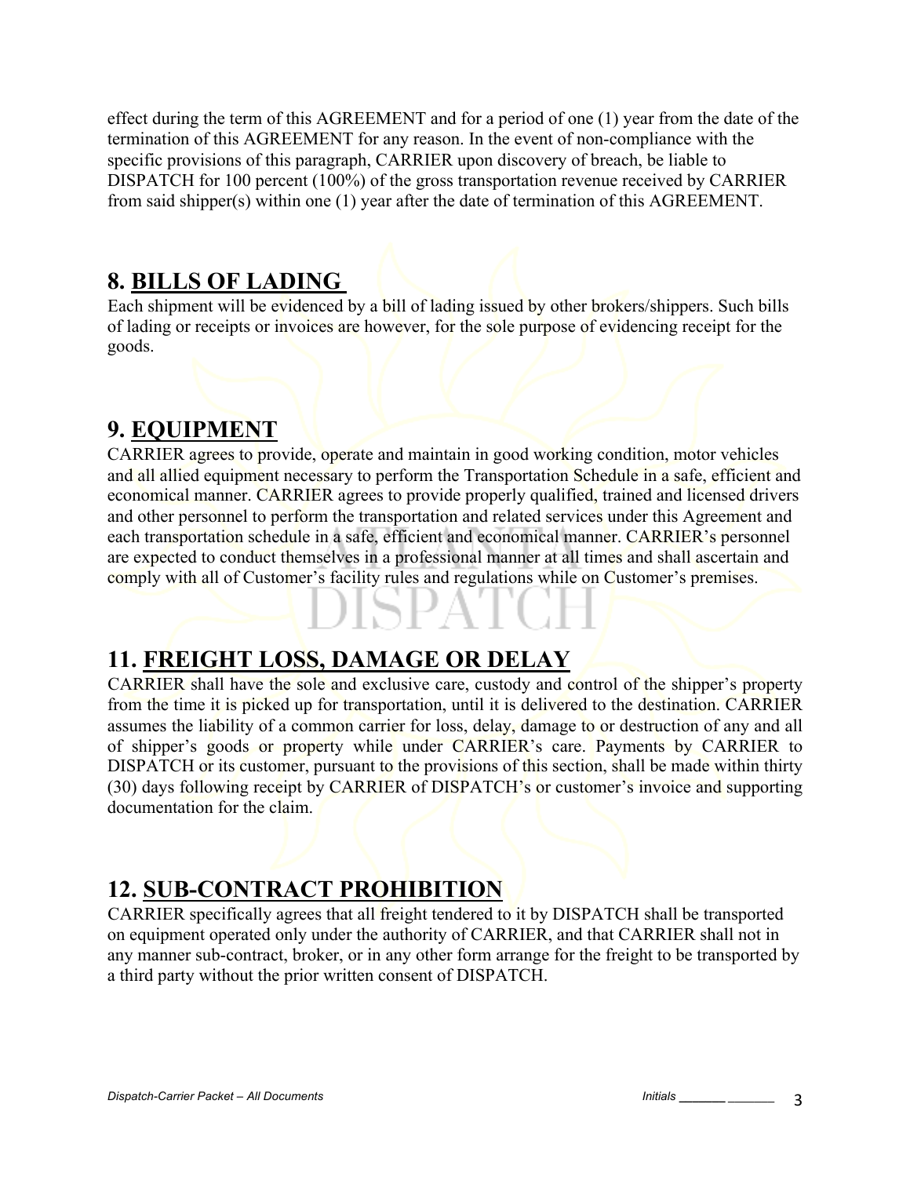effect during the term of this AGREEMENT and for a period of one (1) year from the date of the termination of this AGREEMENT for any reason. In the event of non-compliance with the specific provisions of this paragraph, CARRIER upon discovery of breach, be liable to DISPATCH for 100 percent (100%) of the gross transportation revenue received by CARRIER from said shipper(s) within one (1) year after the date of termination of this AGREEMENT.

## 8. <u>BILLS OF LADING</u>

Each shipment will be evidenced by a bill of lading issued by other brokers/shippers. Such bills of lading or receipts or invoices are however, for the sole purpose of evidencing receipt for the goods.

## 9. <u>EQUIPMENT</u>

CARRIER agrees to provide, operate and maintain in good working condition, motor vehicles and all allied equipment necessary to perform the Transportation Schedule in a safe, efficient and economical manner. CARRIER agrees to provide properly qualified, trained and licensed drivers and other personnel to perform the transportation and related services under this Agreement and each transportation schedule in a safe, efficient and economical manner. CARRIER's personnel are expected to conduct themselves in a professional manner at all times and shall ascertain and comply with all of Customer's facility rules and regulations while on Customer's premises.

## 11. <u>FREIGHT LOSS, DAMAGE OR DELAY</u>

CARRIER shall have the sole and exclusive care, custody and control of the shipper's property from the time it is picked up for transportation, until it is delivered to the destination. CARRIER assumes the liability of a common carrier for loss, delay, damage to or destruction of any and all of shipper's goods or property while under CARRIER's care. Payments by CARRIER to DISPATCH or its customer, pursuant to the provisions of this section, shall be made within thirty (30) days following receipt by CARRIER of DISPATCH's or customer's invoice and supporting documentation for the claim.

## 12. <u>SUB-CONTRACT PROHIBITION</u>

CARRIER specifically agrees that all freight tendered to it by DISPATCH shall be transported on equipment operated only under the authority of CARRIER, and that CARRIER shall not in any manner sub-contract, broker, or in any other form arrange for the freight to be transported by a third party without the prior written consent of DISPATCH.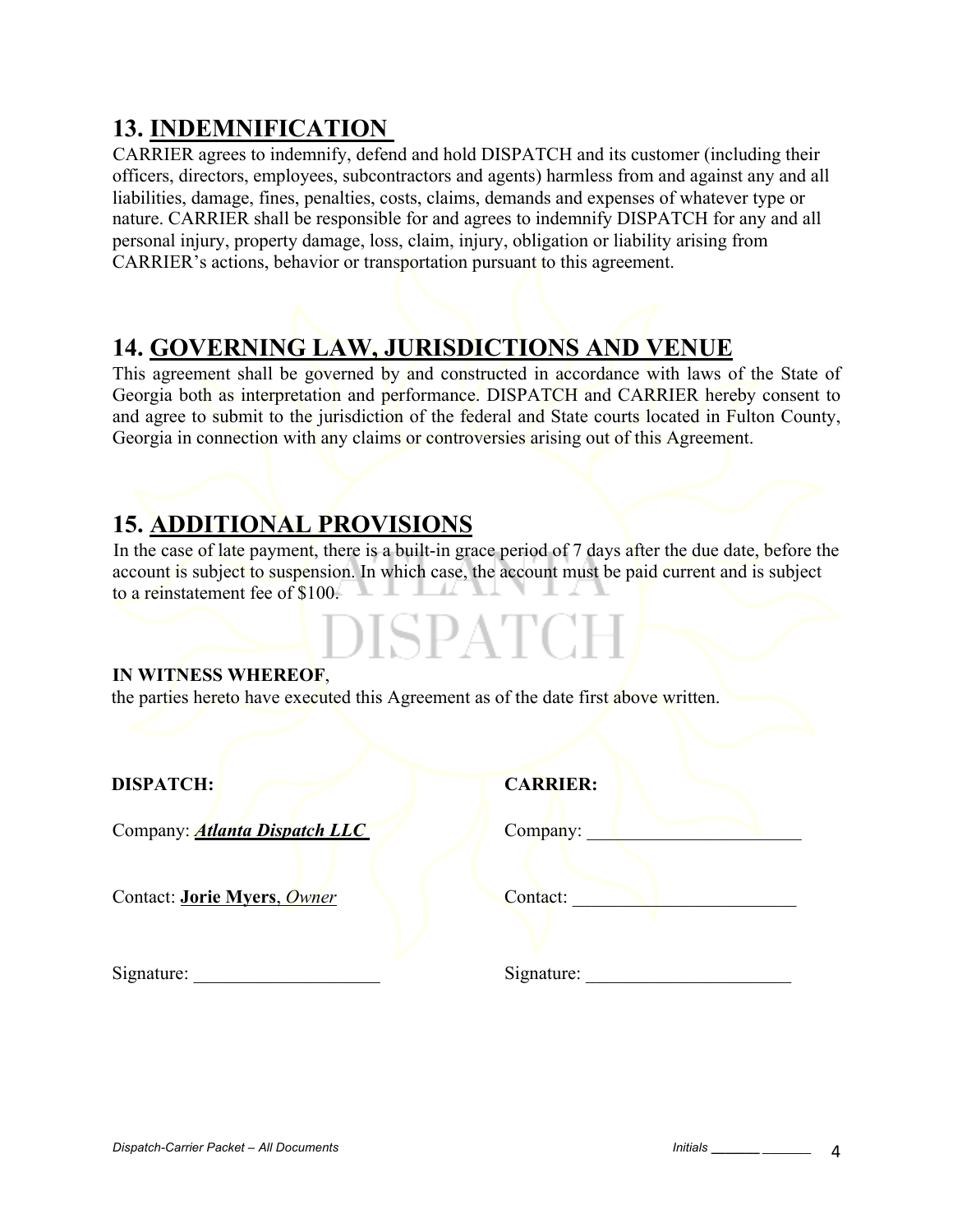## 13. INDEMNIFICATION

CARRIER agrees to indemnify, defend and hold DISPATCH and its customer (including their officers, directors, employees, subcontractors and agents) harmless from and against any and all liabilities, damage, fines, penalties, costs, claims, demands and expenses of whatever type or nature. CARRIER shall be responsible for and agrees to indemnify DISPATCH for any and all personal injury, property damage, loss, claim, injury, obligation or liability arising from CARRIER's actions, behavior or transportation pursuant to this agreement.

## 14. GOVERNING LAW, JURISDICTIONS AND VENUE

This agreement shall be governed by and constructed in accordance with laws of the State of Georgia both as interpretation and performance. DISPATCH and CARRIER hereby consent to and agree to submit to the jurisdiction of the federal and State courts located in Fulton County, Georgia in connection with any claims or controversies arising out of this Agreement.

## 15. ADDITIONAL PROVISIONS

In the case of late payment, there is a built-in grace period of 7 days after the due date, before the account is subject to suspension. In which case, the account must be paid current and is subject to a reinstatement fee of $100.

**IN WITNESS WHEREOF**,
the parties hereto have executed this Agreement as of the date first above written.

**DISPATCH:**

Company: ***Atlanta Dispatch LLC***

Contact: **Jorie Myers**, *Owner*

Signature: ____________________

**CARRIER:**

Company: _______________________

Contact: ________________________

Signature: ______________________

Initials _______ _______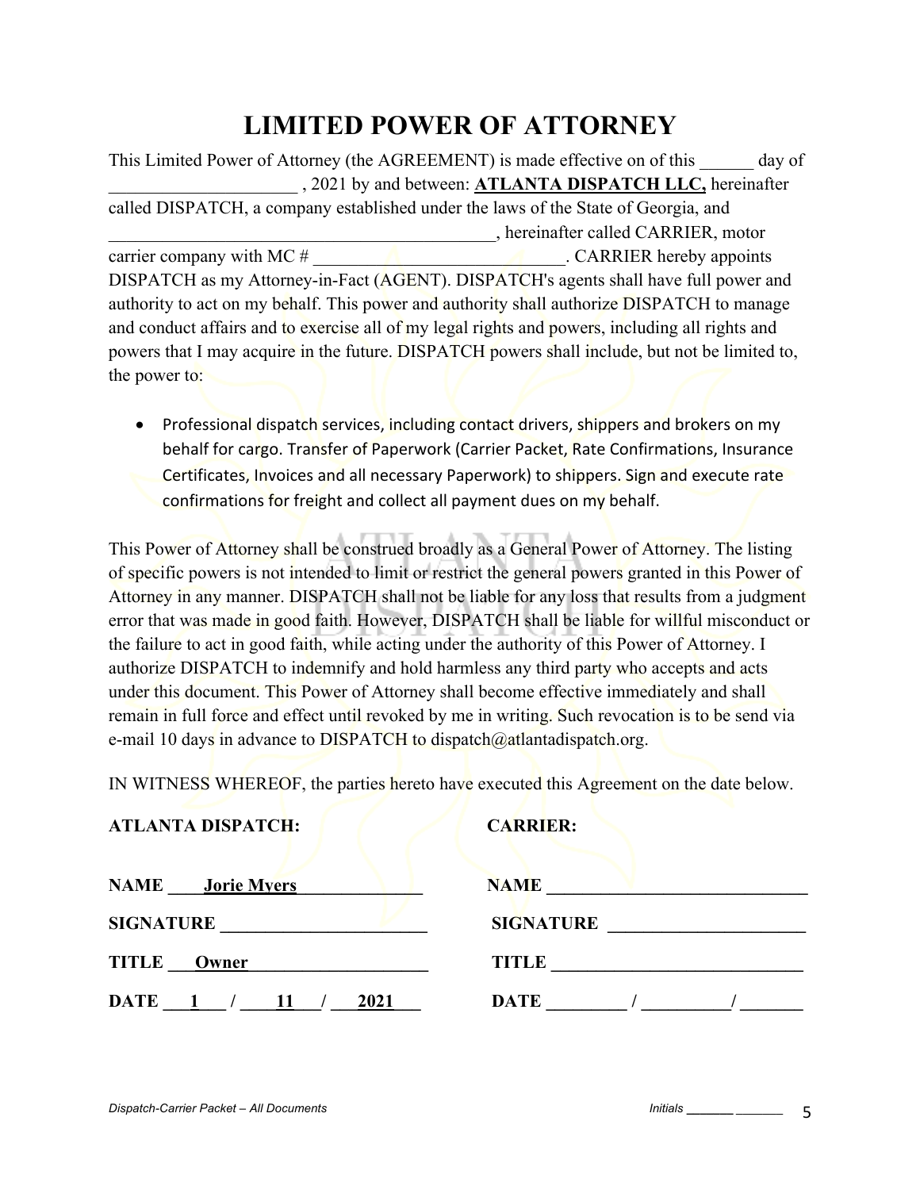# LIMITED POWER OF ATTORNEY

This Limited Power of Attorney (the AGREEMENT) is made effective on of this ______ day of _____________________ , 2021 by and between: **ATLANTA DISPATCH LLC,** hereinafter called DISPATCH, a company established under the laws of the State of Georgia, and _____________________________________________, hereinafter called CARRIER, motor carrier company with MC # ____________________________. CARRIER hereby appoints DISPATCH as my Attorney-in-Fact (AGENT). DISPATCH's agents shall have full power and authority to act on my behalf. This power and authority shall authorize DISPATCH to manage and conduct affairs and to exercise all of my legal rights and powers, including all rights and powers that I may acquire in the future. DISPATCH powers shall include, but not be limited to, the power to:

- Professional dispatch services, including contact drivers, shippers and brokers on my behalf for cargo. Transfer of Paperwork (Carrier Packet, Rate Confirmations, Insurance Certificates, Invoices and all necessary Paperwork) to shippers. Sign and execute rate confirmations for freight and collect all payment dues on my behalf.

This Power of Attorney shall be construed broadly as a General Power of Attorney. The listing of specific powers is not intended to limit or restrict the general powers granted in this Power of Attorney in any manner. DISPATCH shall not be liable for any loss that results from a judgment error that was made in good faith. However, DISPATCH shall be liable for willful misconduct or the failure to act in good faith, while acting under the authority of this Power of Attorney. I authorize DISPATCH to indemnify and hold harmless any third party who accepts and acts under this document. This Power of Attorney shall become effective immediately and shall remain in full force and effect until revoked by me in writing. Such revocation is to be send via e-mail 10 days in advance to DISPATCH to dispatch@atlantadispatch.org.

IN WITNESS WHEREOF, the parties hereto have executed this Agreement on the date below.

| **ATLANTA DISPATCH:** | **CARRIER:** |
|---|---|
| **NAME** Jorie Myers | **NAME** ______________________________ |
| **SIGNATURE** _______________________ | **SIGNATURE** _____________________ |
| **TITLE** Owner | **TITLE** ____________________________ |
| **DATE** 1 / 11 / 2021 | **DATE** ________ / _________/ _______ |

*Dispatch-Carrier Packet – All Documents* *Initials* ______ ______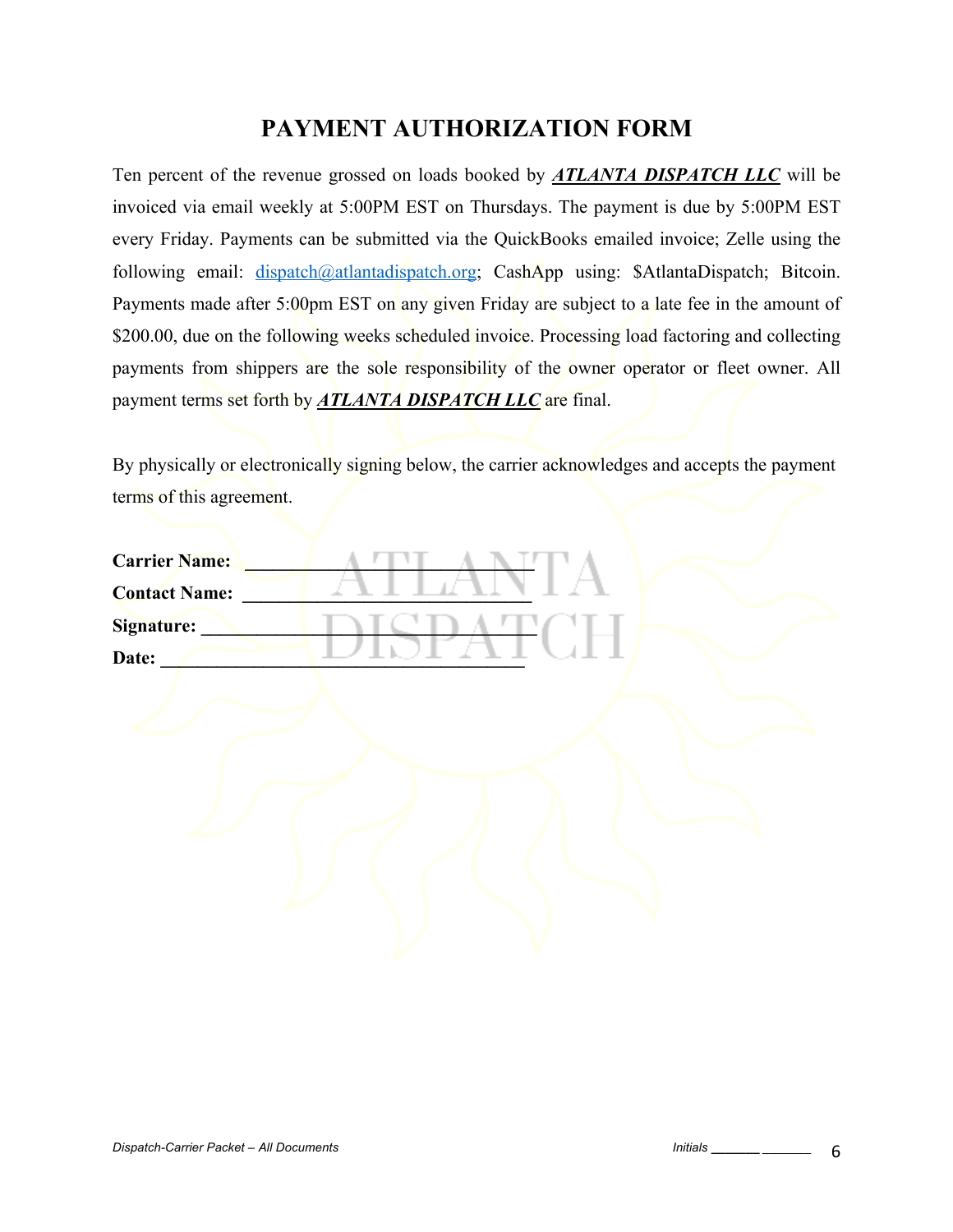# PAYMENT AUTHORIZATION FORM

Ten percent of the revenue grossed on loads booked by ***ATLANTA DISPATCH LLC*** will be invoiced via email weekly at 5:00PM EST on Thursdays. The payment is due by 5:00PM EST every Friday. Payments can be submitted via the QuickBooks emailed invoice; Zelle using the following email: dispatch@atlantadispatch.org; CashApp using: $AtlantaDispatch; Bitcoin. Payments made after 5:00pm EST on any given Friday are subject to a late fee in the amount of $200.00, due on the following weeks scheduled invoice. Processing load factoring and collecting payments from shippers are the sole responsibility of the owner operator or fleet owner. All payment terms set forth by ***ATLANTA DISPATCH LLC*** are final.

By physically or electronically signing below, the carrier acknowledges and accepts the payment terms of this agreement.

**Carrier Name:** ______________________________

**Contact Name:** ______________________________

**Signature:** ______________________________

**Date:** ______________________________

Initials ______ ______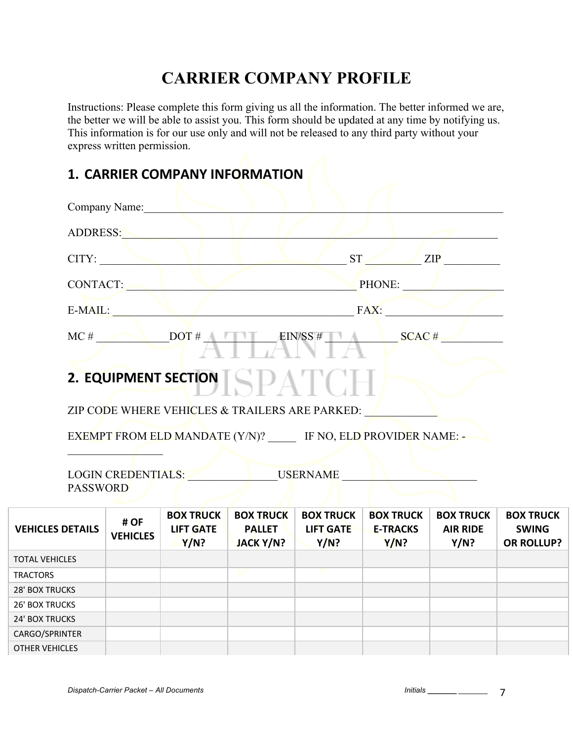# CARRIER COMPANY PROFILE

Instructions: Please complete this form giving us all the information. The better informed we are, the better we will be able to assist you. This form should be updated at any time by notifying us. This information is for our use only and will not be released to any third party without your express written permission.

## 1. CARRIER COMPANY INFORMATION

Company Name:_______________________________________________________________

ADDRESS:___________________________________________________________________

CITY: ____________________________________________ ST _________ ZIP _________

CONTACT: _________________________________________ PHONE: _________________

E-MAIL: ___________________________________________ FAX: ____________________

MC # ____________DOT # ____________ EIN/SS # ____________ SCAC # ___________

## 2. EQUIPMENT SECTION

ZIP CODE WHERE VEHICLES & TRAILERS ARE PARKED: ____________

EXEMPT FROM ELD MANDATE (Y/N)? _____ IF NO, ELD PROVIDER NAME: - ________________

LOGIN CREDENTIALS: _______________USERNAME _______________________ PASSWORD

| VEHICLES DETAILS | # OF VEHICLES | BOX TRUCK LIFT GATE Y/N? | BOX TRUCK PALLET JACK Y/N? | BOX TRUCK LIFT GATE Y/N? | BOX TRUCK E-TRACKS Y/N? | BOX TRUCK AIR RIDE Y/N? | BOX TRUCK SWING OR ROLLUP? |
|---|---|---|---|---|---|---|---|
| TOTAL VEHICLES | | | | | | | |
| TRACTORS | | | | | | | |
| 28' BOX TRUCKS | | | | | | | |
| 26' BOX TRUCKS | | | | | | | |
| 24' BOX TRUCKS | | | | | | | |
| CARGO/SPRINTER | | | | | | | |
| OTHER VEHICLES | | | | | | | |

*Dispatch-Carrier Packet – All Documents* *Initials \_\_\_\_\_\_\_ \_\_\_\_\_\_\_*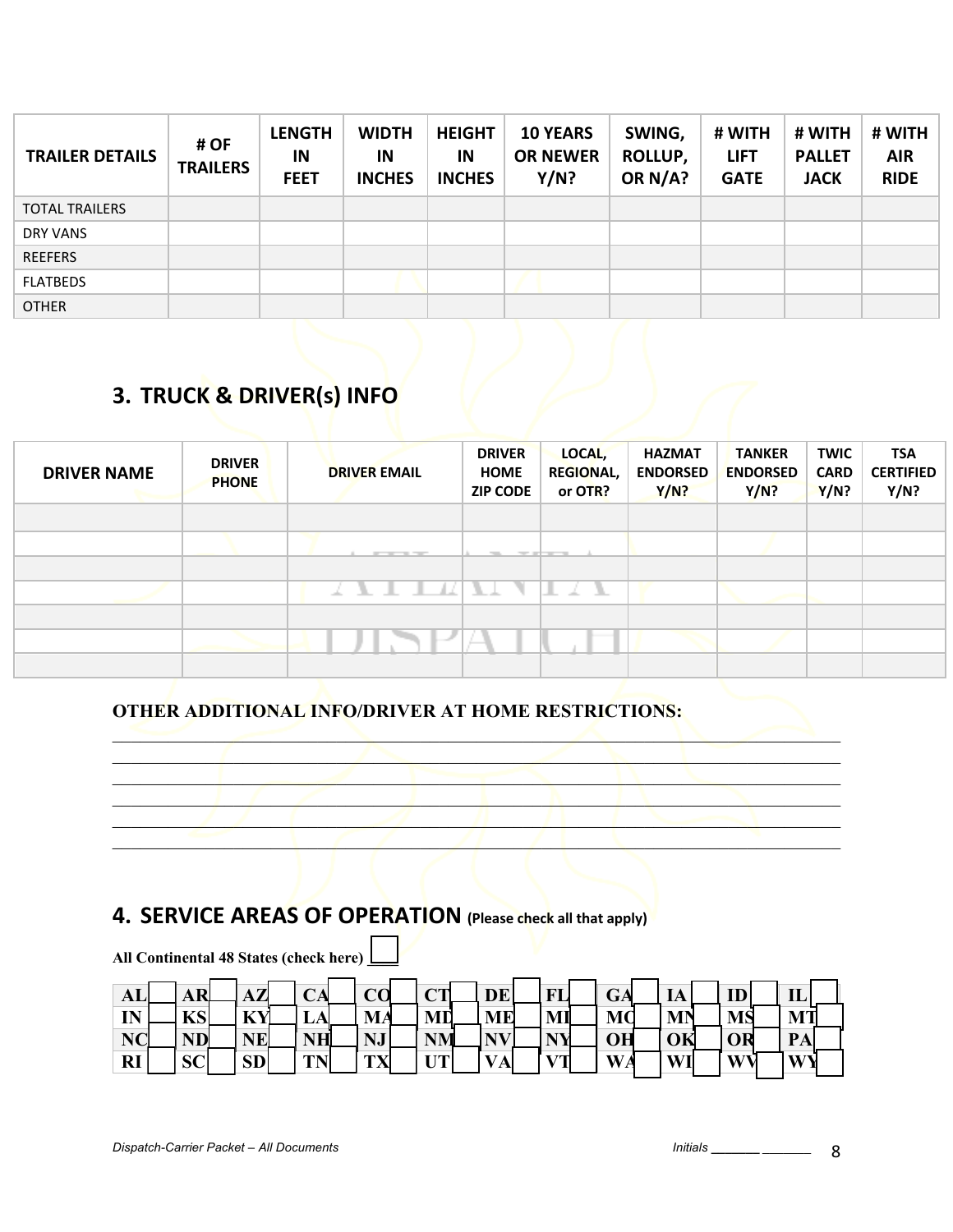| TRAILER DETAILS | # OF TRAILERS | LENGTH IN FEET | WIDTH IN INCHES | HEIGHT IN INCHES | 10 YEARS OR NEWER Y/N? | SWING, ROLLUP, OR N/A? | # WITH LIFT GATE | # WITH PALLET JACK | # WITH AIR RIDE |
|---|---|---|---|---|---|---|---|---|---|
| TOTAL TRAILERS | | | | | | | | | |
| DRY VANS | | | | | | | | | |
| REEFERS | | | | | | | | | |
| FLATBEDS | | | | | | | | | |
| OTHER | | | | | | | | | |

## 3. TRUCK & DRIVER(s) INFO

| DRIVER NAME | DRIVER PHONE | DRIVER EMAIL | DRIVER HOME ZIP CODE | LOCAL, REGIONAL, or OTR? | HAZMAT ENDORSED Y/N? | TANKER ENDORSED Y/N? | TWIC CARD Y/N? | TSA CERTIFIED Y/N? |
|---|---|---|---|---|---|---|---|---|
| | | | | | | | | |
| | | | | | | | | |
| | | | | | | | | |
| | | | | | | | | |
| | | | | | | | | |
| | | | | | | | | |
| | | | | | | | | |

**OTHER ADDITIONAL INFO/DRIVER AT HOME RESTRICTIONS:**

______________________________________________________________________________

______________________________________________________________________________

______________________________________________________________________________

______________________________________________________________________________

______________________________________________________________________________

## 4. SERVICE AREAS OF OPERATION (Please check all that apply)

**All Continental 48 States (check here)** ☐

| | | | | | | | | | | | | |
|---|---|---|---|---|---|---|---|---|---|---|---|---|
| AL ☐ | AR ☐ | AZ ☐ | CA ☐ | CO ☐ | CT ☐ | DE ☐ | FL ☐ | GA ☐ | IA ☐ | ID ☐ | IL ☐ |
| IN ☐ | KS ☐ | KY ☐ | LA ☐ | MA ☐ | MD ☐ | ME ☐ | MI ☐ | MO ☐ | MN ☐ | MS ☐ | MT ☐ |
| NC ☐ | ND ☐ | NE ☐ | NH ☐ | NJ ☐ | NM ☐ | NV ☐ | NY ☐ | OH ☐ | OK ☐ | OR ☐ | PA ☐ |
| RI ☐ | SC ☐ | SD ☐ | TN ☐ | TX ☐ | UT ☐ | VA ☐ | VT ☐ | WA ☐ | WI ☐ | WV ☐ | WY ☐ |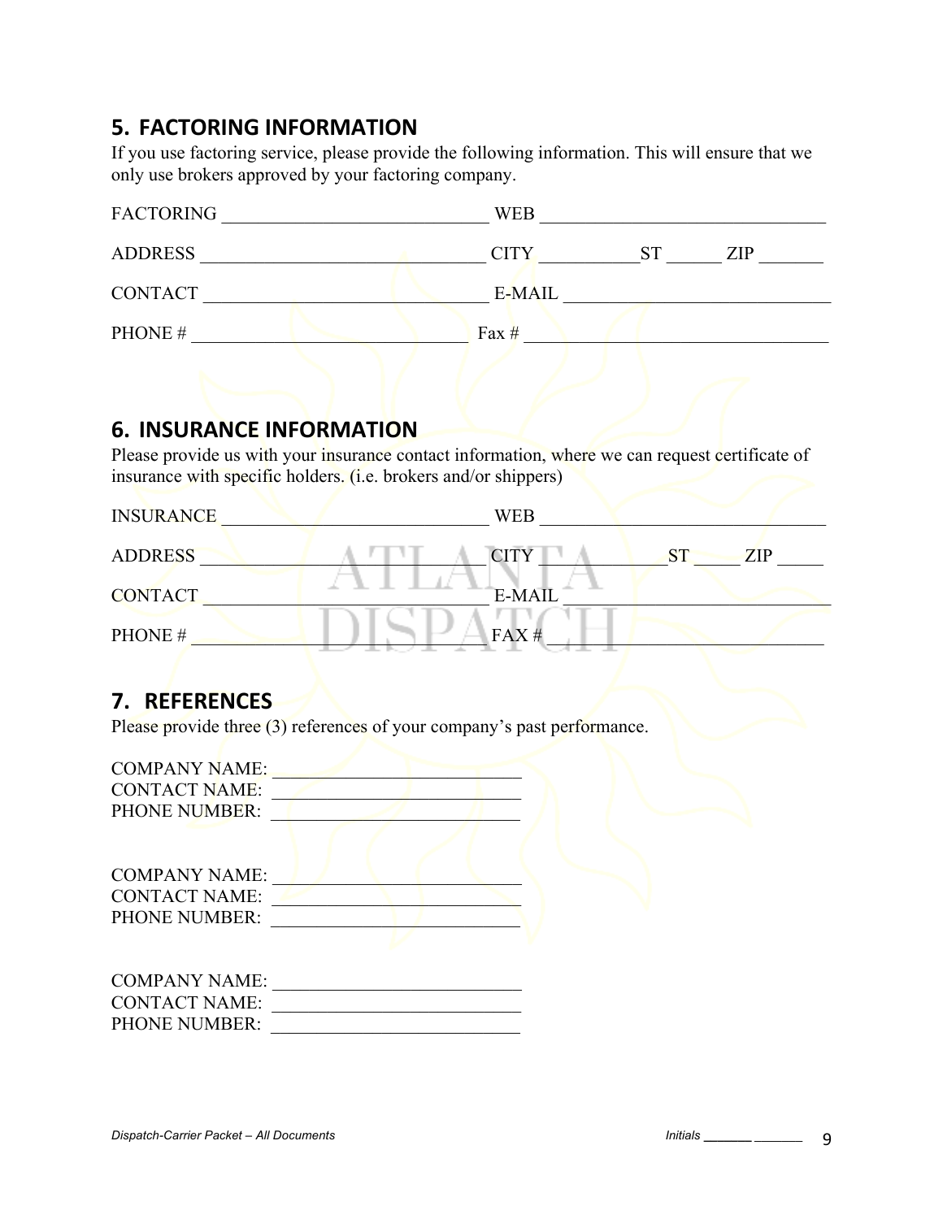## 5. FACTORING INFORMATION

If you use factoring service, please provide the following information. This will ensure that we only use brokers approved by your factoring company.

FACTORING ______________________________ WEB ________________________________

ADDRESS ________________________________ CITY ___________ST ______ ZIP _______

CONTACT ________________________________ E-MAIL ______________________________

PHONE # ________________________________ Fax # __________________________________

## 6. INSURANCE INFORMATION

Please provide us with your insurance contact information, where we can request certificate of insurance with specific holders. (i.e. brokers and/or shippers)

INSURANCE ______________________________ WEB ________________________________

ADDRESS ________________________________ CITY _____________ST _____ ZIP _____

CONTACT ________________________________ E-MAIL ______________________________

PHONE # ________________________________ FAX # ________________________________

## 7. REFERENCES

Please provide three (3) references of your company's past performance.

COMPANY NAME: ___________________________
CONTACT NAME: ___________________________
PHONE NUMBER: ___________________________

COMPANY NAME: ___________________________
CONTACT NAME: ___________________________
PHONE NUMBER: ___________________________

COMPANY NAME: ___________________________
CONTACT NAME: ___________________________
PHONE NUMBER: ___________________________

*Initials* _______ _______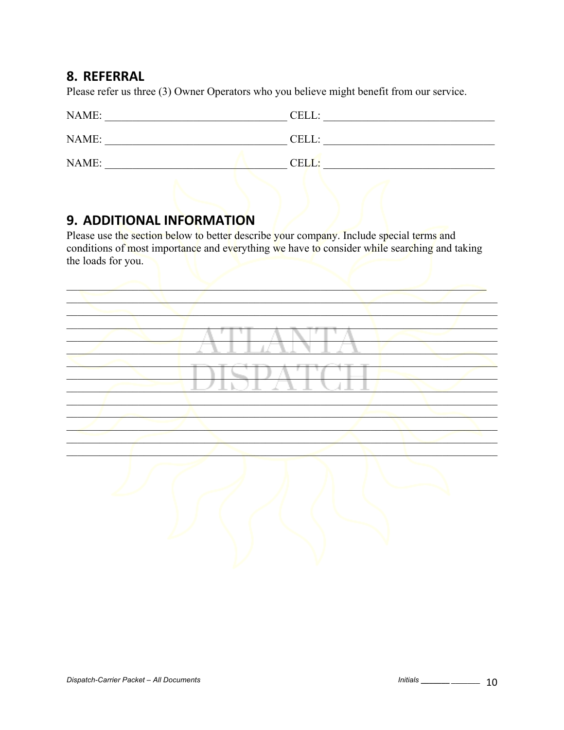## 8. REFERRAL

Please refer us three (3) Owner Operators who you believe might benefit from our service.

NAME: _________________________________ CELL: _______________________________

NAME: _________________________________ CELL: _______________________________

NAME: _________________________________ CELL: _______________________________

## 9. ADDITIONAL INFORMATION

Please use the section below to better describe your company. Include special terms and conditions of most importance and everything we have to consider while searching and taking the loads for you.

_______________________________________________________________________________
_______________________________________________________________________________
_______________________________________________________________________________
_______________________________________________________________________________
_______________________________________________________________________________
_______________________________________________________________________________
_______________________________________________________________________________
_______________________________________________________________________________
_______________________________________________________________________________
_______________________________________________________________________________
_______________________________________________________________________________
_______________________________________________________________________________
_______________________________________________________________________________
_______________________________________________________________________________